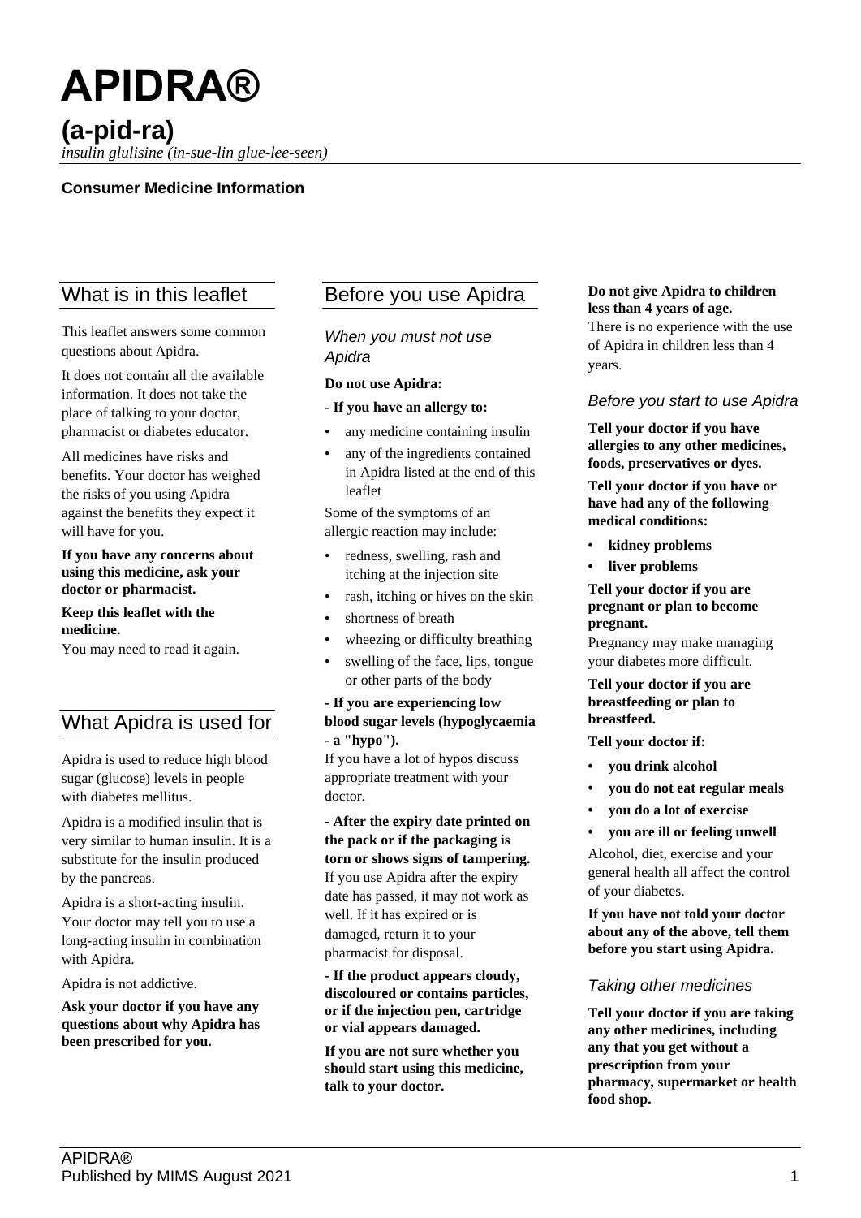# APIDRA®

## (a-pid-ra)

*insulin glulisine (in-sue-lin glue-lee-seen)*

**Consumer Medicine Information**

## What is in this leaflet

This leaflet answers some common questions about Apidra.

It does not contain all the available information. It does not take the place of talking to your doctor, pharmacist or diabetes educator.

All medicines have risks and benefits. Your doctor has weighed the risks of you using Apidra against the benefits they expect it will have for you.

**If you have any concerns about using this medicine, ask your doctor or pharmacist.**

**Keep this leaflet with the medicine.**
You may need to read it again.

## What Apidra is used for

Apidra is used to reduce high blood sugar (glucose) levels in people with diabetes mellitus.

Apidra is a modified insulin that is very similar to human insulin. It is a substitute for the insulin produced by the pancreas.

Apidra is a short-acting insulin. Your doctor may tell you to use a long-acting insulin in combination with Apidra.

Apidra is not addictive.

**Ask your doctor if you have any questions about why Apidra has been prescribed for you.**

## Before you use Apidra

### *When you must not use Apidra*

**Do not use Apidra:**

**- If you have an allergy to:**

- any medicine containing insulin
- any of the ingredients contained in Apidra listed at the end of this leaflet

Some of the symptoms of an allergic reaction may include:

- redness, swelling, rash and itching at the injection site
- rash, itching or hives on the skin
- shortness of breath
- wheezing or difficulty breathing
- swelling of the face, lips, tongue or other parts of the body

**- If you are experiencing low blood sugar levels (hypoglycaemia - a "hypo").**
If you have a lot of hypos discuss appropriate treatment with your doctor.

**- After the expiry date printed on the pack or if the packaging is torn or shows signs of tampering.**
If you use Apidra after the expiry date has passed, it may not work as well. If it has expired or is damaged, return it to your pharmacist for disposal.

**- If the product appears cloudy, discoloured or contains particles, or if the injection pen, cartridge or vial appears damaged.**

**If you are not sure whether you should start using this medicine, talk to your doctor.**

**Do not give Apidra to children less than 4 years of age.**
There is no experience with the use of Apidra in children less than 4 years.

### *Before you start to use Apidra*

**Tell your doctor if you have allergies to any other medicines, foods, preservatives or dyes.**

**Tell your doctor if you have or have had any of the following medical conditions:**

- **kidney problems**
- **liver problems**

**Tell your doctor if you are pregnant or plan to become pregnant.**
Pregnancy may make managing your diabetes more difficult.

**Tell your doctor if you are breastfeeding or plan to breastfeed.**

**Tell your doctor if:**

- **you drink alcohol**
- **you do not eat regular meals**
- **you do a lot of exercise**
- **you are ill or feeling unwell**

Alcohol, diet, exercise and your general health all affect the control of your diabetes.

**If you have not told your doctor about any of the above, tell them before you start using Apidra.**

### *Taking other medicines*

**Tell your doctor if you are taking any other medicines, including any that you get without a prescription from your pharmacy, supermarket or health food shop.**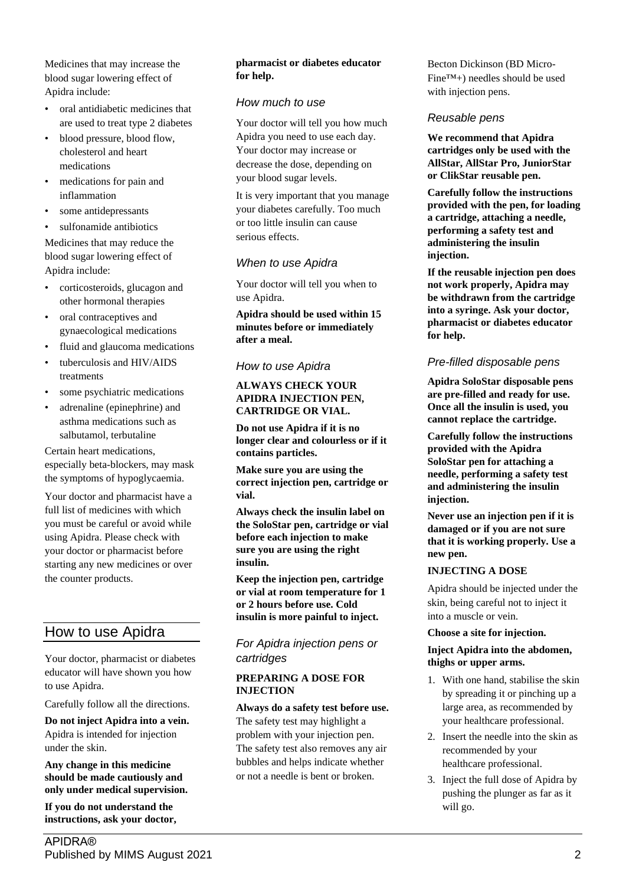Medicines that may increase the blood sugar lowering effect of Apidra include:

- oral antidiabetic medicines that are used to treat type 2 diabetes
- blood pressure, blood flow, cholesterol and heart medications
- medications for pain and inflammation
- some antidepressants
- sulfonamide antibiotics

Medicines that may reduce the blood sugar lowering effect of Apidra include:

- corticosteroids, glucagon and other hormonal therapies
- oral contraceptives and gynaecological medications
- fluid and glaucoma medications
- tuberculosis and HIV/AIDS treatments
- some psychiatric medications
- adrenaline (epinephrine) and asthma medications such as salbutamol, terbutaline

Certain heart medications, especially beta-blockers, may mask the symptoms of hypoglycaemia.

Your doctor and pharmacist have a full list of medicines with which you must be careful or avoid while using Apidra. Please check with your doctor or pharmacist before starting any new medicines or over the counter products.

## How to use Apidra

Your doctor, pharmacist or diabetes educator will have shown you how to use Apidra.

Carefully follow all the directions.

**Do not inject Apidra into a vein.** Apidra is intended for injection under the skin.

**Any change in this medicine should be made cautiously and only under medical supervision.**

**If you do not understand the instructions, ask your doctor, pharmacist or diabetes educator for help.**

### *How much to use*

Your doctor will tell you how much Apidra you need to use each day. Your doctor may increase or decrease the dose, depending on your blood sugar levels.

It is very important that you manage your diabetes carefully. Too much or too little insulin can cause serious effects.

### *When to use Apidra*

Your doctor will tell you when to use Apidra.

**Apidra should be used within 15 minutes before or immediately after a meal.**

### *How to use Apidra*

**ALWAYS CHECK YOUR APIDRA INJECTION PEN, CARTRIDGE OR VIAL.**

**Do not use Apidra if it is no longer clear and colourless or if it contains particles.**

**Make sure you are using the correct injection pen, cartridge or vial.**

**Always check the insulin label on the SoloStar pen, cartridge or vial before each injection to make sure you are using the right insulin.**

**Keep the injection pen, cartridge or vial at room temperature for 1 or 2 hours before use. Cold insulin is more painful to inject.**

### *For Apidra injection pens or cartridges*

**PREPARING A DOSE FOR INJECTION**

**Always do a safety test before use.** The safety test may highlight a problem with your injection pen. The safety test also removes any air bubbles and helps indicate whether or not a needle is bent or broken.

Becton Dickinson (BD Micro-Fine™+) needles should be used with injection pens.

### *Reusable pens*

**We recommend that Apidra cartridges only be used with the AllStar, AllStar Pro, JuniorStar or ClikStar reusable pen.**

**Carefully follow the instructions provided with the pen, for loading a cartridge, attaching a needle, performing a safety test and administering the insulin injection.**

**If the reusable injection pen does not work properly, Apidra may be withdrawn from the cartridge into a syringe. Ask your doctor, pharmacist or diabetes educator for help.**

### *Pre-filled disposable pens*

**Apidra SoloStar disposable pens are pre-filled and ready for use. Once all the insulin is used, you cannot replace the cartridge.**

**Carefully follow the instructions provided with the Apidra SoloStar pen for attaching a needle, performing a safety test and administering the insulin injection.**

**Never use an injection pen if it is damaged or if you are not sure that it is working properly. Use a new pen.**

**INJECTING A DOSE**

Apidra should be injected under the skin, being careful not to inject it into a muscle or vein.

**Choose a site for injection.**

**Inject Apidra into the abdomen, thighs or upper arms.**

1. With one hand, stabilise the skin by spreading it or pinching up a large area, as recommended by your healthcare professional.
2. Insert the needle into the skin as recommended by your healthcare professional.
3. Inject the full dose of Apidra by pushing the plunger as far as it will go.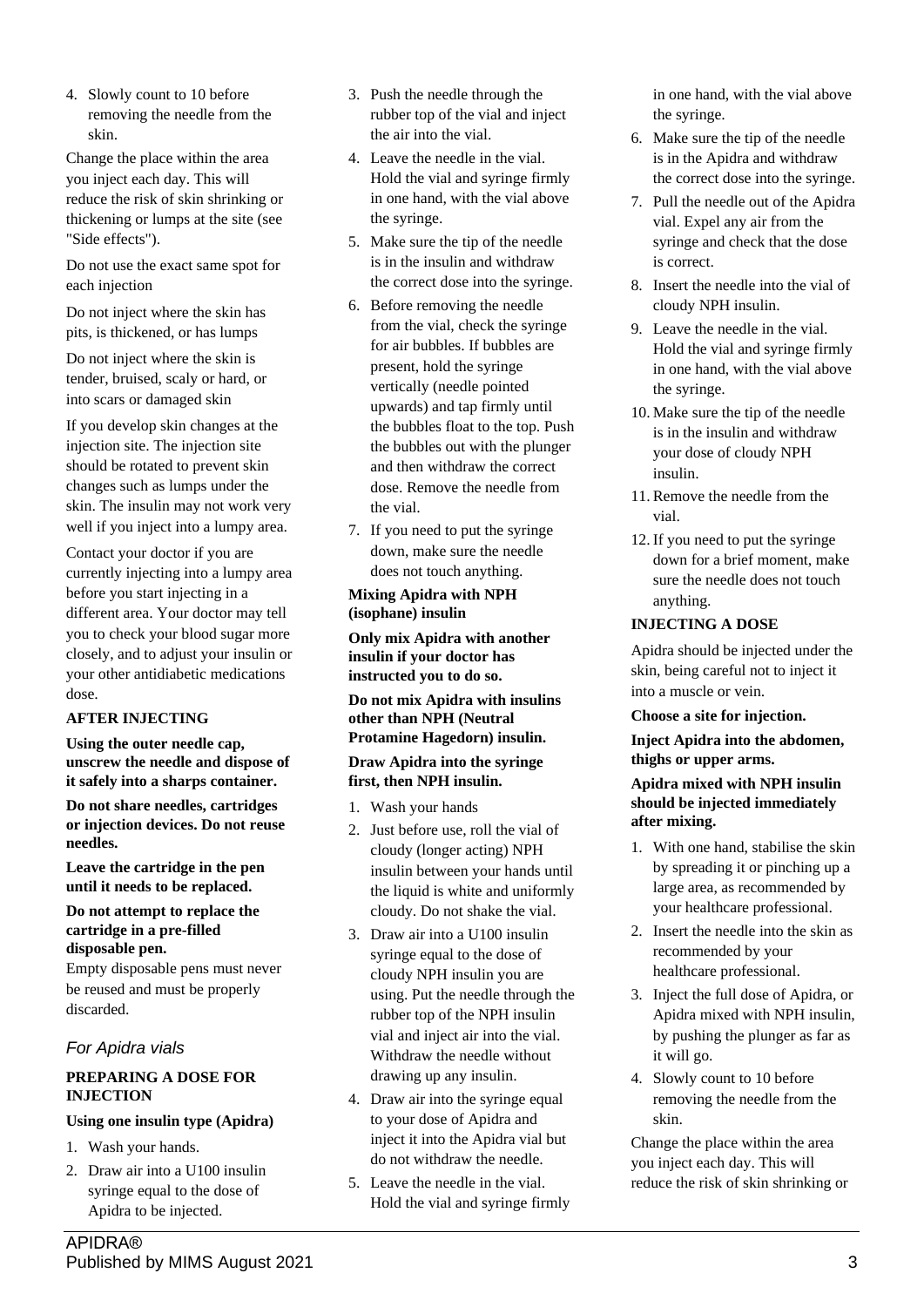4. Slowly count to 10 before removing the needle from the skin.

Change the place within the area you inject each day. This will reduce the risk of skin shrinking or thickening or lumps at the site (see "Side effects").

Do not use the exact same spot for each injection

Do not inject where the skin has pits, is thickened, or has lumps

Do not inject where the skin is tender, bruised, scaly or hard, or into scars or damaged skin

If you develop skin changes at the injection site. The injection site should be rotated to prevent skin changes such as lumps under the skin. The insulin may not work very well if you inject into a lumpy area.

Contact your doctor if you are currently injecting into a lumpy area before you start injecting in a different area. Your doctor may tell you to check your blood sugar more closely, and to adjust your insulin or your other antidiabetic medications dose.

**AFTER INJECTING**

**Using the outer needle cap, unscrew the needle and dispose of it safely into a sharps container.**

**Do not share needles, cartridges or injection devices. Do not reuse needles.**

**Leave the cartridge in the pen until it needs to be replaced.**

**Do not attempt to replace the cartridge in a pre-filled disposable pen.**

Empty disposable pens must never be reused and must be properly discarded.

### *For Apidra vials*

**PREPARING A DOSE FOR INJECTION**

**Using one insulin type (Apidra)**

1. Wash your hands.
2. Draw air into a U100 insulin syringe equal to the dose of Apidra to be injected.
3. Push the needle through the rubber top of the vial and inject the air into the vial.
4. Leave the needle in the vial. Hold the vial and syringe firmly in one hand, with the vial above the syringe.
5. Make sure the tip of the needle is in the insulin and withdraw the correct dose into the syringe.
6. Before removing the needle from the vial, check the syringe for air bubbles. If bubbles are present, hold the syringe vertically (needle pointed upwards) and tap firmly until the bubbles float to the top. Push the bubbles out with the plunger and then withdraw the correct dose. Remove the needle from the vial.
7. If you need to put the syringe down, make sure the needle does not touch anything.

**Mixing Apidra with NPH (isophane) insulin**

**Only mix Apidra with another insulin if your doctor has instructed you to do so.**

**Do not mix Apidra with insulins other than NPH (Neutral Protamine Hagedorn) insulin.**

**Draw Apidra into the syringe first, then NPH insulin.**

1. Wash your hands
2. Just before use, roll the vial of cloudy (longer acting) NPH insulin between your hands until the liquid is white and uniformly cloudy. Do not shake the vial.
3. Draw air into a U100 insulin syringe equal to the dose of cloudy NPH insulin you are using. Put the needle through the rubber top of the NPH insulin vial and inject air into the vial. Withdraw the needle without drawing up any insulin.
4. Draw air into the syringe equal to your dose of Apidra and inject it into the Apidra vial but do not withdraw the needle.
5. Leave the needle in the vial. Hold the vial and syringe firmly in one hand, with the vial above the syringe.
6. Make sure the tip of the needle is in the Apidra and withdraw the correct dose into the syringe.
7. Pull the needle out of the Apidra vial. Expel any air from the syringe and check that the dose is correct.
8. Insert the needle into the vial of cloudy NPH insulin.
9. Leave the needle in the vial. Hold the vial and syringe firmly in one hand, with the vial above the syringe.
10. Make sure the tip of the needle is in the insulin and withdraw your dose of cloudy NPH insulin.
11. Remove the needle from the vial.
12. If you need to put the syringe down for a brief moment, make sure the needle does not touch anything.

**INJECTING A DOSE**

Apidra should be injected under the skin, being careful not to inject it into a muscle or vein.

**Choose a site for injection.**

**Inject Apidra into the abdomen, thighs or upper arms.**

**Apidra mixed with NPH insulin should be injected immediately after mixing.**

1. With one hand, stabilise the skin by spreading it or pinching up a large area, as recommended by your healthcare professional.
2. Insert the needle into the skin as recommended by your healthcare professional.
3. Inject the full dose of Apidra, or Apidra mixed with NPH insulin, by pushing the plunger as far as it will go.
4. Slowly count to 10 before removing the needle from the skin.

Change the place within the area you inject each day. This will reduce the risk of skin shrinking or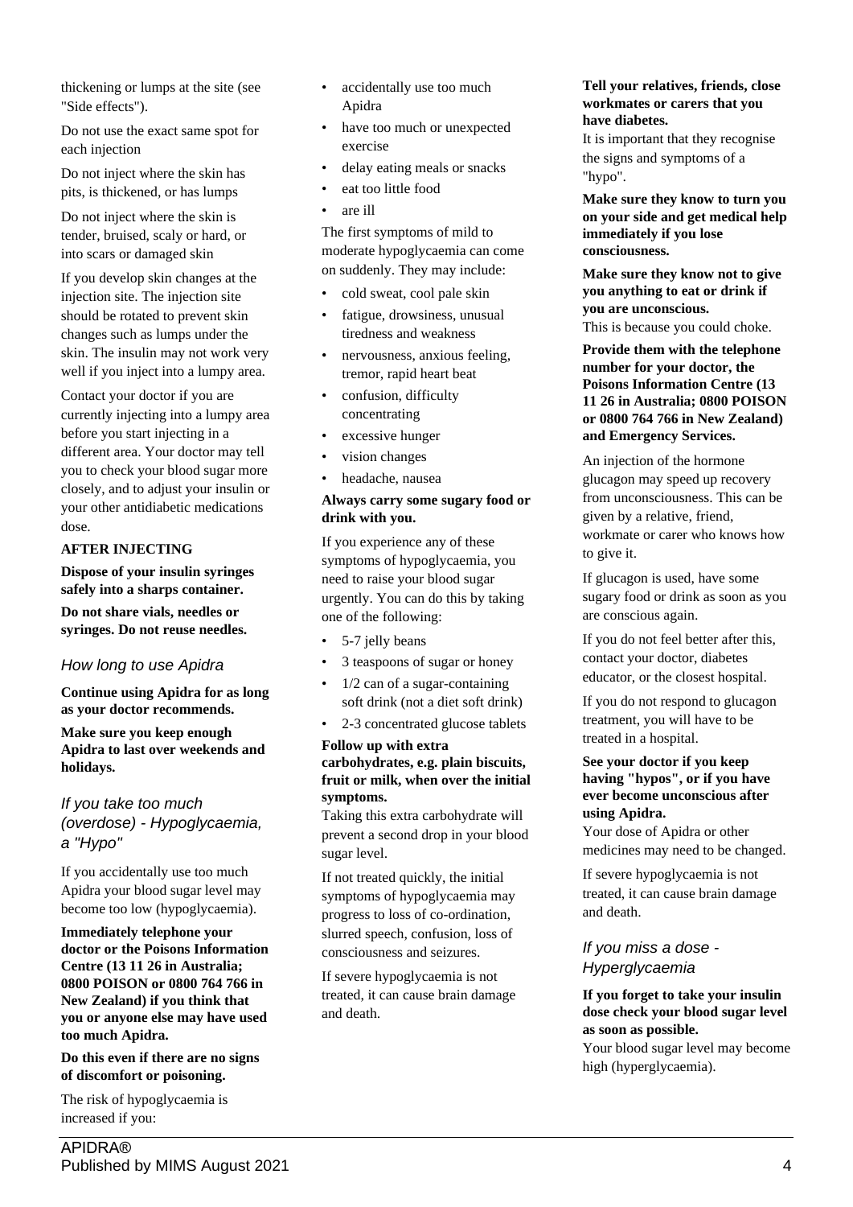thickening or lumps at the site (see "Side effects").

Do not use the exact same spot for each injection

Do not inject where the skin has pits, is thickened, or has lumps

Do not inject where the skin is tender, bruised, scaly or hard, or into scars or damaged skin

If you develop skin changes at the injection site. The injection site should be rotated to prevent skin changes such as lumps under the skin. The insulin may not work very well if you inject into a lumpy area.

Contact your doctor if you are currently injecting into a lumpy area before you start injecting in a different area. Your doctor may tell you to check your blood sugar more closely, and to adjust your insulin or your other antidiabetic medications dose.

**AFTER INJECTING**

**Dispose of your insulin syringes safely into a sharps container.**

**Do not share vials, needles or syringes. Do not reuse needles.**

### *How long to use Apidra*

**Continue using Apidra for as long as your doctor recommends.**

**Make sure you keep enough Apidra to last over weekends and holidays.**

### *If you take too much (overdose) - Hypoglycaemia, a "Hypo"*

If you accidentally use too much Apidra your blood sugar level may become too low (hypoglycaemia).

**Immediately telephone your doctor or the Poisons Information Centre (13 11 26 in Australia; 0800 POISON or 0800 764 766 in New Zealand) if you think that you or anyone else may have used too much Apidra.**

**Do this even if there are no signs of discomfort or poisoning.**

The risk of hypoglycaemia is increased if you:

- accidentally use too much Apidra
- have too much or unexpected exercise
- delay eating meals or snacks
- eat too little food
- are ill

The first symptoms of mild to moderate hypoglycaemia can come on suddenly. They may include:

- cold sweat, cool pale skin
- fatigue, drowsiness, unusual tiredness and weakness
- nervousness, anxious feeling, tremor, rapid heart beat
- confusion, difficulty concentrating
- excessive hunger
- vision changes
- headache, nausea

**Always carry some sugary food or drink with you.**

If you experience any of these symptoms of hypoglycaemia, you need to raise your blood sugar urgently. You can do this by taking one of the following:

- 5-7 jelly beans
- 3 teaspoons of sugar or honey
- 1/2 can of a sugar-containing soft drink (not a diet soft drink)
- 2-3 concentrated glucose tablets

**Follow up with extra carbohydrates, e.g. plain biscuits, fruit or milk, when over the initial symptoms.**

Taking this extra carbohydrate will prevent a second drop in your blood sugar level.

If not treated quickly, the initial symptoms of hypoglycaemia may progress to loss of co-ordination, slurred speech, confusion, loss of consciousness and seizures.

If severe hypoglycaemia is not treated, it can cause brain damage and death.

**Tell your relatives, friends, close workmates or carers that you have diabetes.**

It is important that they recognise the signs and symptoms of a "hypo".

**Make sure they know to turn you on your side and get medical help immediately if you lose consciousness.**

**Make sure they know not to give you anything to eat or drink if you are unconscious.**

This is because you could choke.

**Provide them with the telephone number for your doctor, the Poisons Information Centre (13 11 26 in Australia; 0800 POISON or 0800 764 766 in New Zealand) and Emergency Services.**

An injection of the hormone glucagon may speed up recovery from unconsciousness. This can be given by a relative, friend, workmate or carer who knows how to give it.

If glucagon is used, have some sugary food or drink as soon as you are conscious again.

If you do not feel better after this, contact your doctor, diabetes educator, or the closest hospital.

If you do not respond to glucagon treatment, you will have to be treated in a hospital.

**See your doctor if you keep having "hypos", or if you have ever become unconscious after using Apidra.**

Your dose of Apidra or other medicines may need to be changed.

If severe hypoglycaemia is not treated, it can cause brain damage and death.

### *If you miss a dose - Hyperglycaemia*

**If you forget to take your insulin dose check your blood sugar level as soon as possible.**

Your blood sugar level may become high (hyperglycaemia).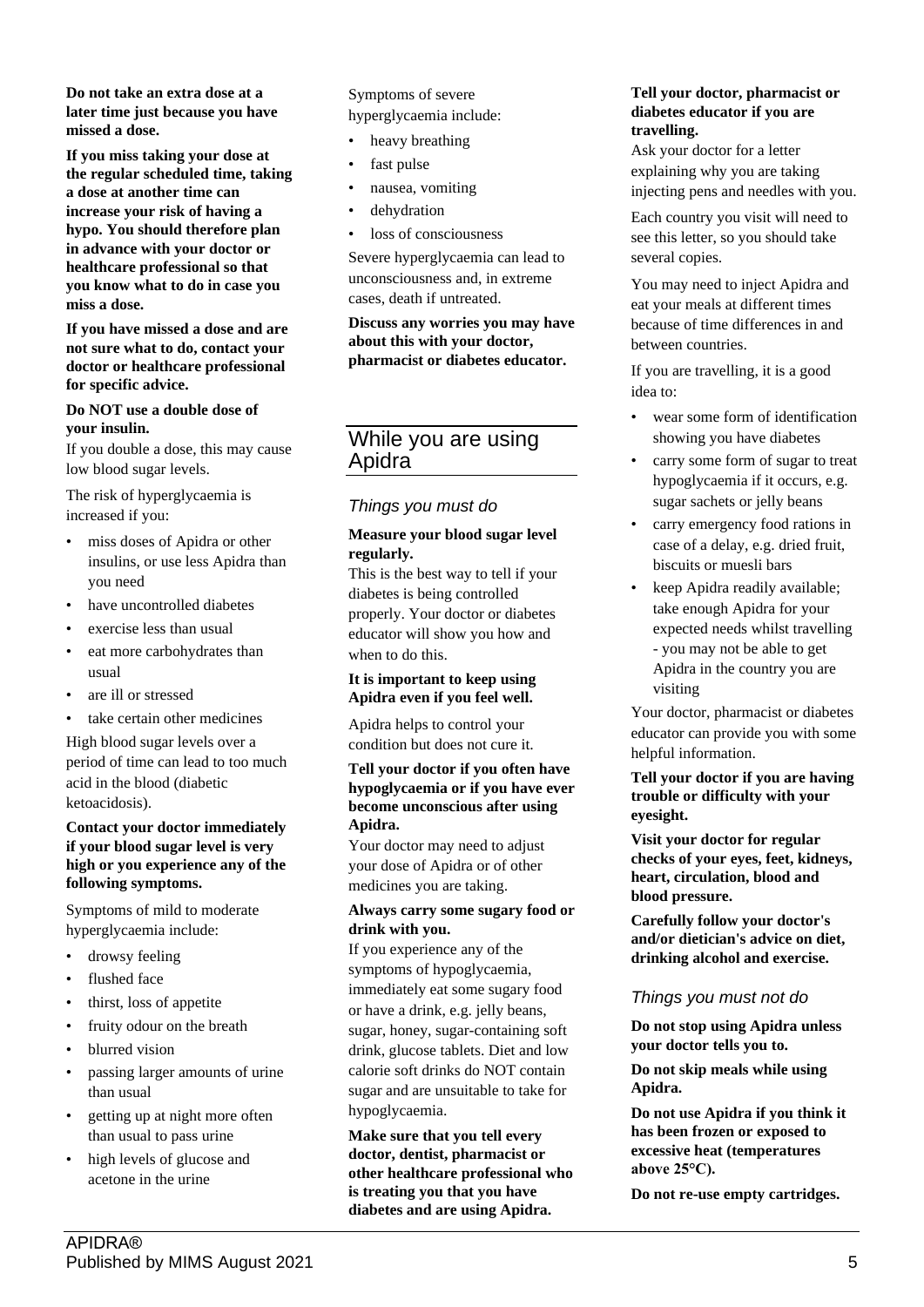**Do not take an extra dose at a later time just because you have missed a dose.**

**If you miss taking your dose at the regular scheduled time, taking a dose at another time can increase your risk of having a hypo. You should therefore plan in advance with your doctor or healthcare professional so that you know what to do in case you miss a dose.**

**If you have missed a dose and are not sure what to do, contact your doctor or healthcare professional for specific advice.**

**Do NOT use a double dose of your insulin.**

If you double a dose, this may cause low blood sugar levels.

The risk of hyperglycaemia is increased if you:

- miss doses of Apidra or other insulins, or use less Apidra than you need
- have uncontrolled diabetes
- exercise less than usual
- eat more carbohydrates than usual
- are ill or stressed
- take certain other medicines

High blood sugar levels over a period of time can lead to too much acid in the blood (diabetic ketoacidosis).

**Contact your doctor immediately if your blood sugar level is very high or you experience any of the following symptoms.**

Symptoms of mild to moderate hyperglycaemia include:

- drowsy feeling
- flushed face
- thirst, loss of appetite
- fruity odour on the breath
- blurred vision
- passing larger amounts of urine than usual
- getting up at night more often than usual to pass urine
- high levels of glucose and acetone in the urine

Symptoms of severe hyperglycaemia include:

- heavy breathing
- fast pulse
- nausea, vomiting
- dehydration
- loss of consciousness

Severe hyperglycaemia can lead to unconsciousness and, in extreme cases, death if untreated.

**Discuss any worries you may have about this with your doctor, pharmacist or diabetes educator.**

## While you are using Apidra

### *Things you must do*

**Measure your blood sugar level regularly.**

This is the best way to tell if your diabetes is being controlled properly. Your doctor or diabetes educator will show you how and when to do this.

**It is important to keep using Apidra even if you feel well.**

Apidra helps to control your condition but does not cure it.

**Tell your doctor if you often have hypoglycaemia or if you have ever become unconscious after using Apidra.**

Your doctor may need to adjust your dose of Apidra or of other medicines you are taking.

**Always carry some sugary food or drink with you.**

If you experience any of the symptoms of hypoglycaemia, immediately eat some sugary food or have a drink, e.g. jelly beans, sugar, honey, sugar-containing soft drink, glucose tablets. Diet and low calorie soft drinks do NOT contain sugar and are unsuitable to take for hypoglycaemia.

**Make sure that you tell every doctor, dentist, pharmacist or other healthcare professional who is treating you that you have diabetes and are using Apidra.**

**Tell your doctor, pharmacist or diabetes educator if you are travelling.**

Ask your doctor for a letter explaining why you are taking injecting pens and needles with you.

Each country you visit will need to see this letter, so you should take several copies.

You may need to inject Apidra and eat your meals at different times because of time differences in and between countries.

If you are travelling, it is a good idea to:

- wear some form of identification showing you have diabetes
- carry some form of sugar to treat hypoglycaemia if it occurs, e.g. sugar sachets or jelly beans
- carry emergency food rations in case of a delay, e.g. dried fruit, biscuits or muesli bars
- keep Apidra readily available; take enough Apidra for your expected needs whilst travelling - you may not be able to get Apidra in the country you are visiting

Your doctor, pharmacist or diabetes educator can provide you with some helpful information.

**Tell your doctor if you are having trouble or difficulty with your eyesight.**

**Visit your doctor for regular checks of your eyes, feet, kidneys, heart, circulation, blood and blood pressure.**

**Carefully follow your doctor's and/or dietician's advice on diet, drinking alcohol and exercise.**

### *Things you must not do*

**Do not stop using Apidra unless your doctor tells you to.**

**Do not skip meals while using Apidra.**

**Do not use Apidra if you think it has been frozen or exposed to excessive heat (temperatures above 25°C).**

**Do not re-use empty cartridges.**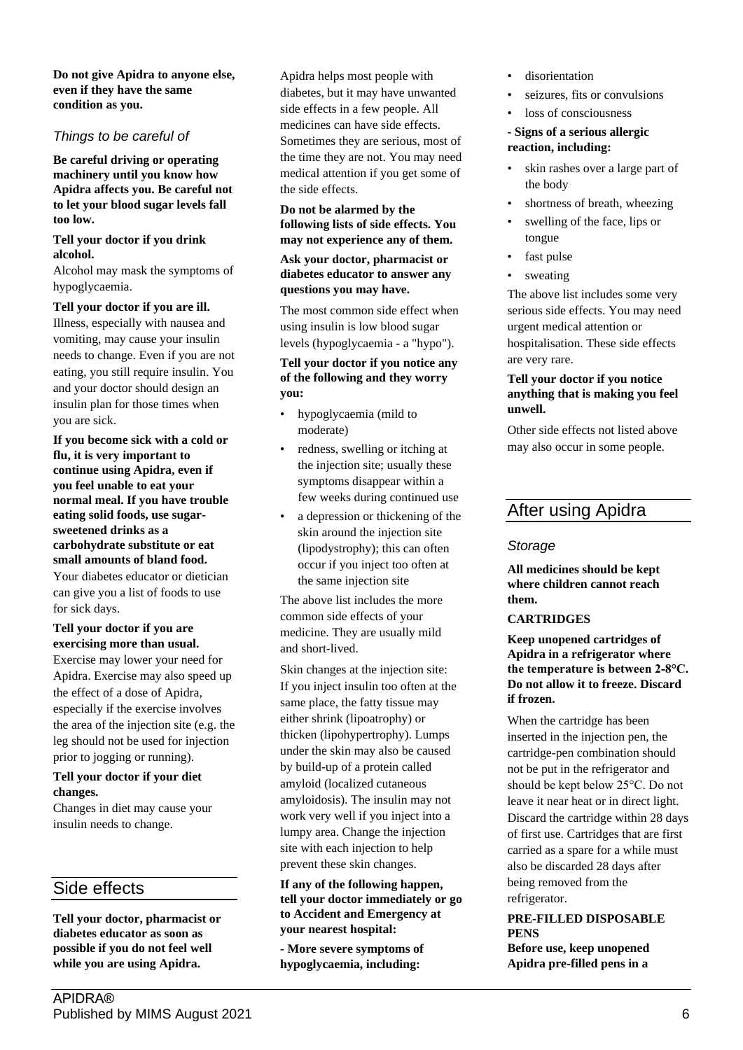**Do not give Apidra to anyone else, even if they have the same condition as you.**

### *Things to be careful of*

**Be careful driving or operating machinery until you know how Apidra affects you. Be careful not to let your blood sugar levels fall too low.**

**Tell your doctor if you drink alcohol.**

Alcohol may mask the symptoms of hypoglycaemia.

**Tell your doctor if you are ill.**

Illness, especially with nausea and vomiting, may cause your insulin needs to change. Even if you are not eating, you still require insulin. You and your doctor should design an insulin plan for those times when you are sick.

**If you become sick with a cold or flu, it is very important to continue using Apidra, even if you feel unable to eat your normal meal. If you have trouble eating solid foods, use sugar-sweetened drinks as a carbohydrate substitute or eat small amounts of bland food.**

Your diabetes educator or dietician can give you a list of foods to use for sick days.

**Tell your doctor if you are exercising more than usual.**

Exercise may lower your need for Apidra. Exercise may also speed up the effect of a dose of Apidra, especially if the exercise involves the area of the injection site (e.g. the leg should not be used for injection prior to jogging or running).

**Tell your doctor if your diet changes.**

Changes in diet may cause your insulin needs to change.

## Side effects

**Tell your doctor, pharmacist or diabetes educator as soon as possible if you do not feel well while you are using Apidra.**

Apidra helps most people with diabetes, but it may have unwanted side effects in a few people. All medicines can have side effects. Sometimes they are serious, most of the time they are not. You may need medical attention if you get some of the side effects.

**Do not be alarmed by the following lists of side effects. You may not experience any of them.**

**Ask your doctor, pharmacist or diabetes educator to answer any questions you may have.**

The most common side effect when using insulin is low blood sugar levels (hypoglycaemia - a "hypo").

**Tell your doctor if you notice any of the following and they worry you:**

- hypoglycaemia (mild to moderate)
- redness, swelling or itching at the injection site; usually these symptoms disappear within a few weeks during continued use
- a depression or thickening of the skin around the injection site (lipodystrophy); this can often occur if you inject too often at the same injection site

The above list includes the more common side effects of your medicine. They are usually mild and short-lived.

Skin changes at the injection site: If you inject insulin too often at the same place, the fatty tissue may either shrink (lipoatrophy) or thicken (lipohypertrophy). Lumps under the skin may also be caused by build-up of a protein called amyloid (localized cutaneous amyloidosis). The insulin may not work very well if you inject into a lumpy area. Change the injection site with each injection to help prevent these skin changes.

**If any of the following happen, tell your doctor immediately or go to Accident and Emergency at your nearest hospital:**

**- More severe symptoms of hypoglycaemia, including:**

- disorientation
- seizures, fits or convulsions
- loss of consciousness

**- Signs of a serious allergic reaction, including:**

- skin rashes over a large part of the body
- shortness of breath, wheezing
- swelling of the face, lips or tongue
- fast pulse
- sweating

The above list includes some very serious side effects. You may need urgent medical attention or hospitalisation. These side effects are very rare.

**Tell your doctor if you notice anything that is making you feel unwell.**

Other side effects not listed above may also occur in some people.

## After using Apidra

### *Storage*

**All medicines should be kept where children cannot reach them.**

**CARTRIDGES**

**Keep unopened cartridges of Apidra in a refrigerator where the temperature is between 2-8°C. Do not allow it to freeze. Discard if frozen.**

When the cartridge has been inserted in the injection pen, the cartridge-pen combination should not be put in the refrigerator and should be kept below 25°C. Do not leave it near heat or in direct light. Discard the cartridge within 28 days of first use. Cartridges that are first carried as a spare for a while must also be discarded 28 days after being removed from the refrigerator.

**PRE-FILLED DISPOSABLE PENS**

**Before use, keep unopened Apidra pre-filled pens in a**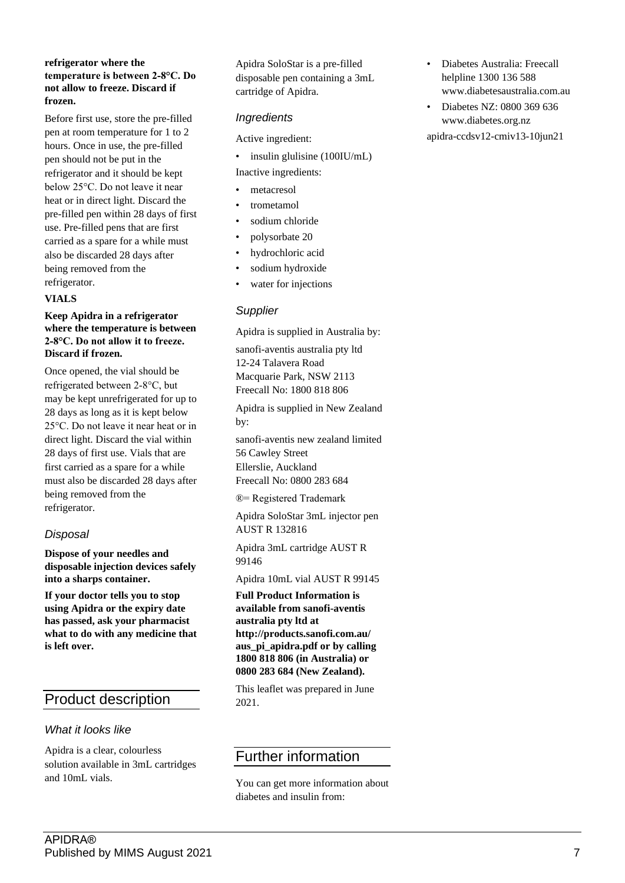**refrigerator where the temperature is between 2-8°C. Do not allow to freeze. Discard if frozen.**

Before first use, store the pre-filled pen at room temperature for 1 to 2 hours. Once in use, the pre-filled pen should not be put in the refrigerator and it should be kept below 25°C. Do not leave it near heat or in direct light. Discard the pre-filled pen within 28 days of first use. Pre-filled pens that are first carried as a spare for a while must also be discarded 28 days after being removed from the refrigerator.

**VIALS**

**Keep Apidra in a refrigerator where the temperature is between 2-8°C. Do not allow it to freeze. Discard if frozen.**

Once opened, the vial should be refrigerated between 2-8°C, but may be kept unrefrigerated for up to 28 days as long as it is kept below 25°C. Do not leave it near heat or in direct light. Discard the vial within 28 days of first use. Vials that are first carried as a spare for a while must also be discarded 28 days after being removed from the refrigerator.

### *Disposal*

**Dispose of your needles and disposable injection devices safely into a sharps container.**

**If your doctor tells you to stop using Apidra or the expiry date has passed, ask your pharmacist what to do with any medicine that is left over.**

## Product description

### *What it looks like*

Apidra is a clear, colourless solution available in 3mL cartridges and 10mL vials.

Apidra SoloStar is a pre-filled disposable pen containing a 3mL cartridge of Apidra.

### *Ingredients*

Active ingredient:

- insulin glulisine (100IU/mL)

Inactive ingredients:

- metacresol
- trometamol
- sodium chloride
- polysorbate 20
- hydrochloric acid
- sodium hydroxide
- water for injections

### *Supplier*

Apidra is supplied in Australia by:

sanofi-aventis australia pty ltd
12-24 Talavera Road
Macquarie Park, NSW 2113
Freecall No: 1800 818 806

Apidra is supplied in New Zealand by:

sanofi-aventis new zealand limited
56 Cawley Street
Ellerslie, Auckland
Freecall No: 0800 283 684

®= Registered Trademark

Apidra SoloStar 3mL injector pen AUST R 132816

Apidra 3mL cartridge AUST R 99146

Apidra 10mL vial AUST R 99145

**Full Product Information is available from sanofi-aventis australia pty ltd at http://products.sanofi.com.au/aus_pi_apidra.pdf or by calling 1800 818 806 (in Australia) or 0800 283 684 (New Zealand).**

This leaflet was prepared in June 2021.

## Further information

You can get more information about diabetes and insulin from:

- Diabetes Australia: Freecall helpline 1300 136 588 www.diabetesaustralia.com.au
- Diabetes NZ: 0800 369 636 www.diabetes.org.nz

apidra-ccdsv12-cmiv13-10jun21